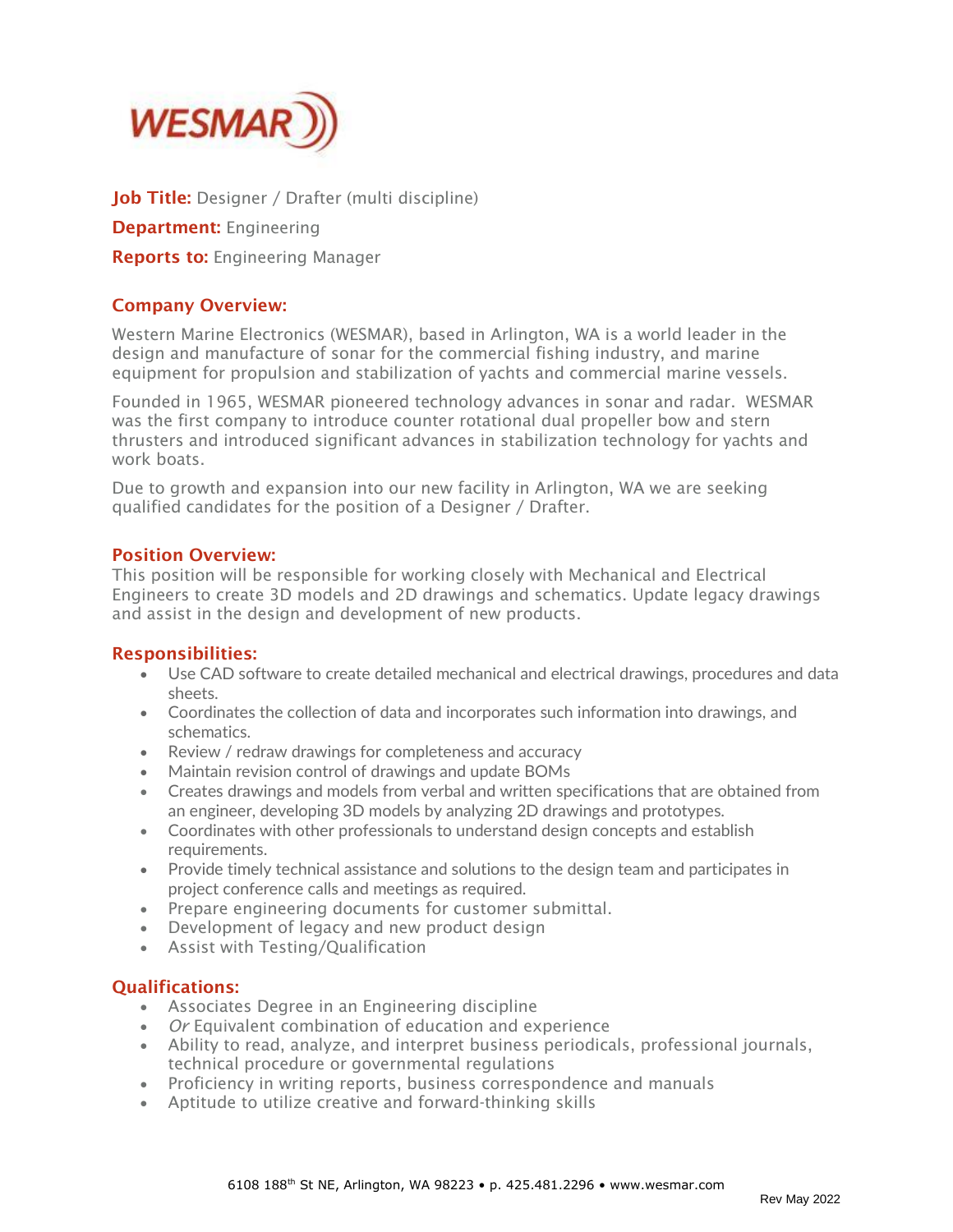**Job Title:** Designer / Drafter (multi discipline)

**Department:** Engineering

**Reports to:** Engineering Manager

## Company Overview:

Western Marine Electronics (WESMAR), based in Arlington, WA is a world leader in the design and manufacture of sonar for the commercial fishing industry, and marine equipment for propulsion and stabilization of yachts and commercial marine vessels.

Founded in 1965, WESMAR pioneered technology advances in sonar and radar. WESMAR was the first company to introduce counter rotational dual propeller bow and stern thrusters and introduced significant advances in stabilization technology for yachts and work boats.

Due to growth and expansion into our new facility in Arlington, WA we are seeking qualified candidates for the position of a Designer / Drafter.

## Position Overview:

This position will be responsible for working closely with Mechanical and Electrical Engineers to create 3D models and 2D drawings and schematics. Update legacy drawings and assist in the design and development of new products.

## Responsibilities:

- Use CAD software to create detailed mechanical and electrical drawings, procedures and data sheets.
- Coordinates the collection of data and incorporates such information into drawings, and schematics.
- Review / redraw drawings for completeness and accuracy
- Maintain revision control of drawings and update BOMs
- Creates drawings and models from verbal and written specifications that are obtained from an engineer, developing 3D models by analyzing 2D drawings and prototypes.
- Coordinates with other professionals to understand design concepts and establish requirements.
- Provide timely technical assistance and solutions to the design team and participates in project conference calls and meetings as required.
- Prepare engineering documents for customer submittal.
- Development of legacy and new product design
- Assist with Testing/Qualification

## Qualifications:

- Associates Degree in an Engineering discipline
- *Or* Equivalent combination of education and experience
- Ability to read, analyze, and interpret business periodicals, professional journals, technical procedure or governmental regulations
- Proficiency in writing reports, business correspondence and manuals
- Aptitude to utilize creative and forward-thinking skills

6108 188th St NE, Arlington, WA 98223 • p. 425.481.2296 • www.wesmar.com

Rev May 2022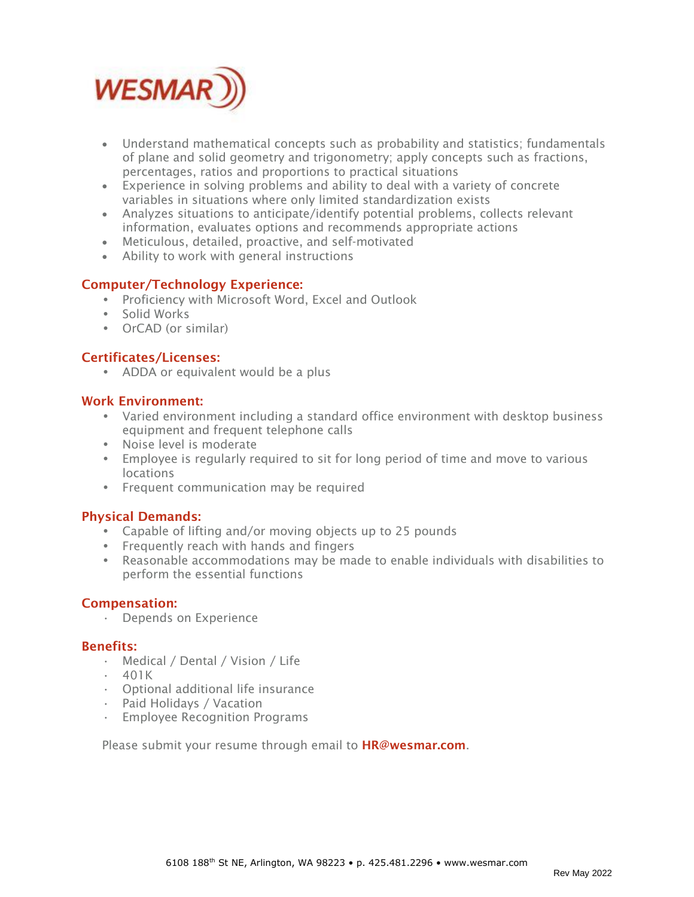- Understand mathematical concepts such as probability and statistics; fundamentals of plane and solid geometry and trigonometry; apply concepts such as fractions, percentages, ratios and proportions to practical situations
- Experience in solving problems and ability to deal with a variety of concrete variables in situations where only limited standardization exists
- Analyzes situations to anticipate/identify potential problems, collects relevant information, evaluates options and recommends appropriate actions
- Meticulous, detailed, proactive, and self-motivated
- Ability to work with general instructions

## Computer/Technology Experience:

- Proficiency with Microsoft Word, Excel and Outlook
- Solid Works
- OrCAD (or similar)

## Certificates/Licenses:

- ADDA or equivalent would be a plus

## Work Environment:

- Varied environment including a standard office environment with desktop business equipment and frequent telephone calls
- Noise level is moderate
- Employee is regularly required to sit for long period of time and move to various locations
- Frequent communication may be required

## Physical Demands:

- Capable of lifting and/or moving objects up to 25 pounds
- Frequently reach with hands and fingers
- Reasonable accommodations may be made to enable individuals with disabilities to perform the essential functions

## Compensation:

- Depends on Experience

## Benefits:

- Medical / Dental / Vision / Life
- 401K
- Optional additional life insurance
- Paid Holidays / Vacation
- Employee Recognition Programs

Please submit your resume through email to **HR@wesmar.com**.

6108 188th St NE, Arlington, WA 98223 • p. 425.481.2296 • www.wesmar.com

Rev May 2022